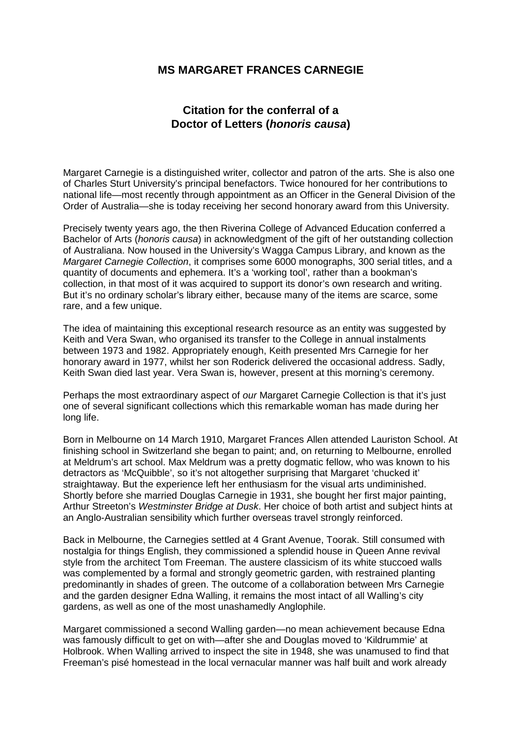## MS MARGARET FRANCES CARNEGIE

### Citation for the conferral of a Doctor of Letters (*honoris causa*)

Margaret Carnegie is a distinguished writer, collector and patron of the arts. She is also one of Charles Sturt University's principal benefactors. Twice honoured for her contributions to national life—most recently through appointment as an Officer in the General Division of the Order of Australia—she is today receiving her second honorary award from this University.

Precisely twenty years ago, the then Riverina College of Advanced Education conferred a Bachelor of Arts (*honoris causa*) in acknowledgment of the gift of her outstanding collection of Australiana. Now housed in the University's Wagga Campus Library, and known as the *Margaret Carnegie Collection*, it comprises some 6000 monographs, 300 serial titles, and a quantity of documents and ephemera. It's a 'working tool', rather than a bookman's collection, in that most of it was acquired to support its donor's own research and writing. But it's no ordinary scholar's library either, because many of the items are scarce, some rare, and a few unique.

The idea of maintaining this exceptional research resource as an entity was suggested by Keith and Vera Swan, who organised its transfer to the College in annual instalments between 1973 and 1982. Appropriately enough, Keith presented Mrs Carnegie for her honorary award in 1977, whilst her son Roderick delivered the occasional address. Sadly, Keith Swan died last year. Vera Swan is, however, present at this morning's ceremony.

Perhaps the most extraordinary aspect of *our* Margaret Carnegie Collection is that it's just one of several significant collections which this remarkable woman has made during her long life.

Born in Melbourne on 14 March 1910, Margaret Frances Allen attended Lauriston School. At finishing school in Switzerland she began to paint; and, on returning to Melbourne, enrolled at Meldrum's art school. Max Meldrum was a pretty dogmatic fellow, who was known to his detractors as 'McQuibble', so it's not altogether surprising that Margaret 'chucked it' straightaway. But the experience left her enthusiasm for the visual arts undiminished. Shortly before she married Douglas Carnegie in 1931, she bought her first major painting, Arthur Streeton's *Westminster Bridge at Dusk*. Her choice of both artist and subject hints at an Anglo-Australian sensibility which further overseas travel strongly reinforced.

Back in Melbourne, the Carnegies settled at 4 Grant Avenue, Toorak. Still consumed with nostalgia for things English, they commissioned a splendid house in Queen Anne revival style from the architect Tom Freeman. The austere classicism of its white stuccoed walls was complemented by a formal and strongly geometric garden, with restrained planting predominantly in shades of green. The outcome of a collaboration between Mrs Carnegie and the garden designer Edna Walling, it remains the most intact of all Walling's city gardens, as well as one of the most unashamedly Anglophile.

Margaret commissioned a second Walling garden—no mean achievement because Edna was famously difficult to get on with—after she and Douglas moved to 'Kildrummie' at Holbrook. When Walling arrived to inspect the site in 1948, she was unamused to find that Freeman's pisé homestead in the local vernacular manner was half built and work already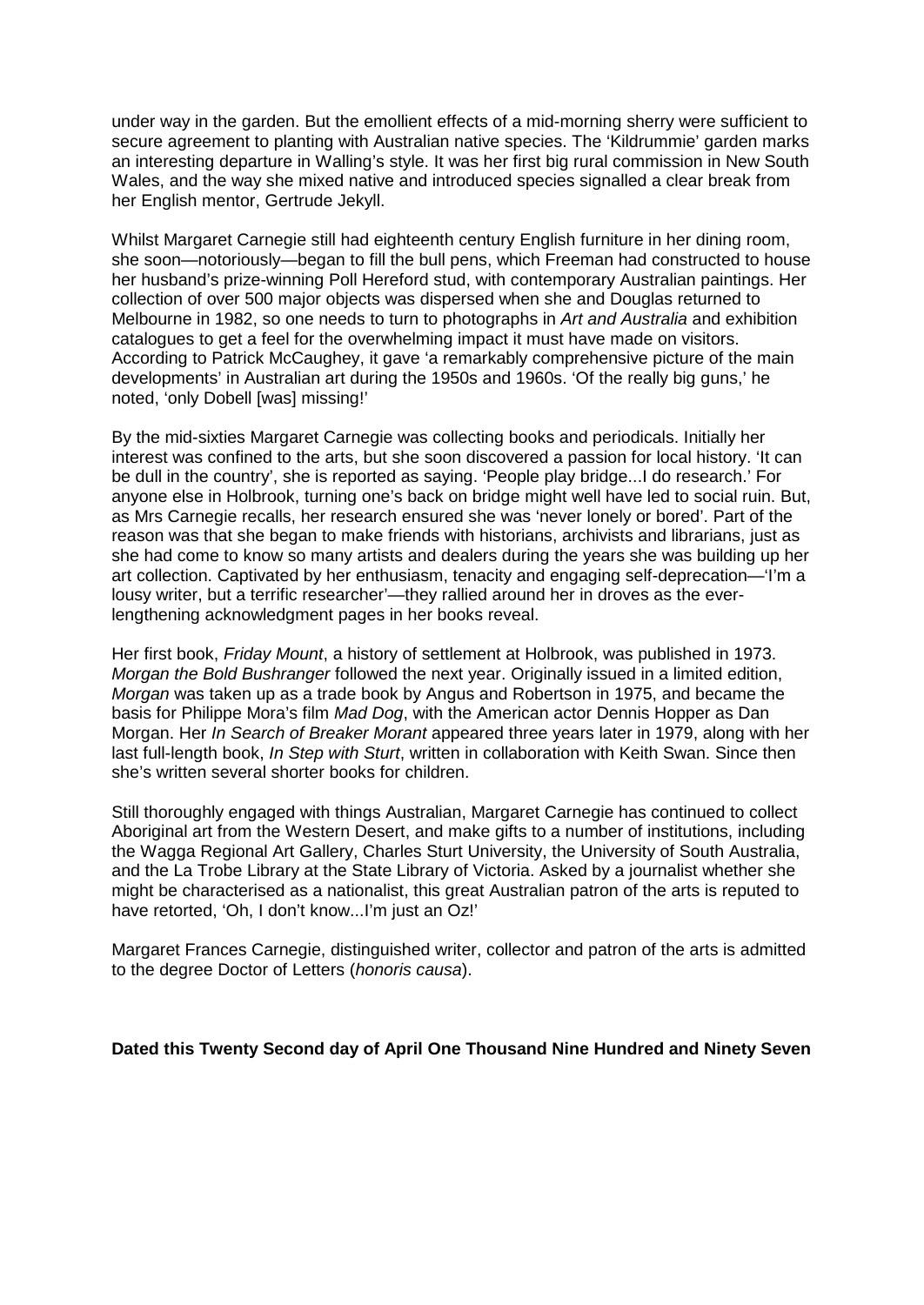under way in the garden. But the emollient effects of a mid-morning sherry were sufficient to secure agreement to planting with Australian native species. The 'Kildrummie' garden marks an interesting departure in Walling's style. It was her first big rural commission in New South Wales, and the way she mixed native and introduced species signalled a clear break from her English mentor, Gertrude Jekyll.

Whilst Margaret Carnegie still had eighteenth century English furniture in her dining room, she soon—notoriously—began to fill the bull pens, which Freeman had constructed to house her husband's prize-winning Poll Hereford stud, with contemporary Australian paintings. Her collection of over 500 major objects was dispersed when she and Douglas returned to Melbourne in 1982, so one needs to turn to photographs in *Art and Australia* and exhibition catalogues to get a feel for the overwhelming impact it must have made on visitors. According to Patrick McCaughey, it gave 'a remarkably comprehensive picture of the main developments' in Australian art during the 1950s and 1960s. 'Of the really big guns,' he noted, 'only Dobell [was] missing!'

By the mid-sixties Margaret Carnegie was collecting books and periodicals. Initially her interest was confined to the arts, but she soon discovered a passion for local history. 'It can be dull in the country', she is reported as saying. 'People play bridge...I do research.' For anyone else in Holbrook, turning one's back on bridge might well have led to social ruin. But, as Mrs Carnegie recalls, her research ensured she was 'never lonely or bored'. Part of the reason was that she began to make friends with historians, archivists and librarians, just as she had come to know so many artists and dealers during the years she was building up her art collection. Captivated by her enthusiasm, tenacity and engaging self-deprecation—'I'm a lousy writer, but a terrific researcher'—they rallied around her in droves as the ever-lengthening acknowledgment pages in her books reveal.

Her first book, *Friday Mount*, a history of settlement at Holbrook, was published in 1973. *Morgan the Bold Bushranger* followed the next year. Originally issued in a limited edition, *Morgan* was taken up as a trade book by Angus and Robertson in 1975, and became the basis for Philippe Mora's film *Mad Dog*, with the American actor Dennis Hopper as Dan Morgan. Her *In Search of Breaker Morant* appeared three years later in 1979, along with her last full-length book, *In Step with Sturt*, written in collaboration with Keith Swan. Since then she's written several shorter books for children.

Still thoroughly engaged with things Australian, Margaret Carnegie has continued to collect Aboriginal art from the Western Desert, and make gifts to a number of institutions, including the Wagga Regional Art Gallery, Charles Sturt University, the University of South Australia, and the La Trobe Library at the State Library of Victoria. Asked by a journalist whether she might be characterised as a nationalist, this great Australian patron of the arts is reputed to have retorted, 'Oh, I don't know...I'm just an Oz!'

Margaret Frances Carnegie, distinguished writer, collector and patron of the arts is admitted to the degree Doctor of Letters (*honoris causa*).

**Dated this Twenty Second day of April One Thousand Nine Hundred and Ninety Seven**